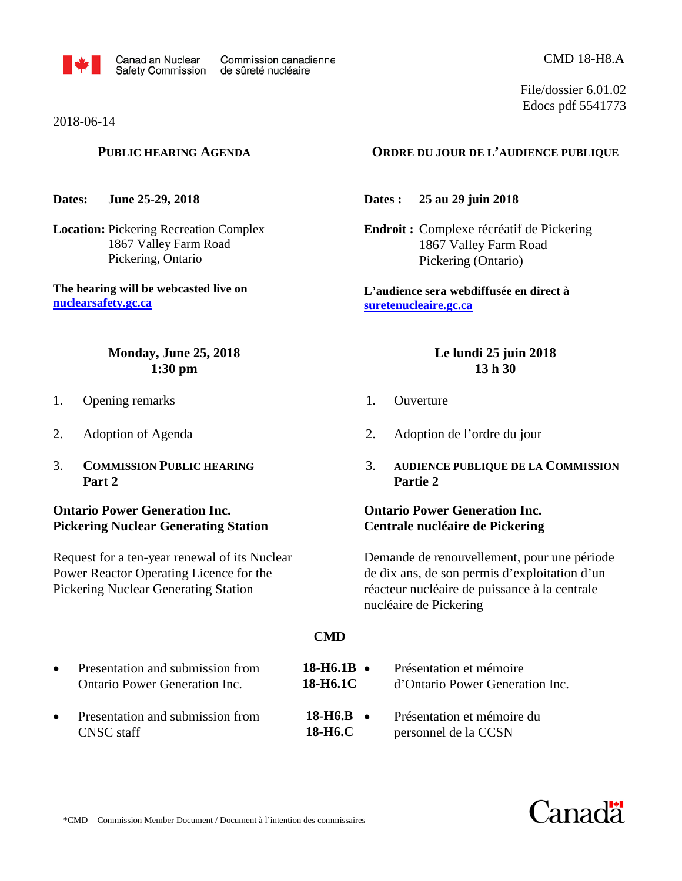Canadian Nuclear Safety Commission / Commission canadienne de sûreté nucléaire

CMD 18-H8.A

File/dossier 6.01.02
Edocs pdf 5541773

2018-06-14

## PUBLIC HEARING AGENDA

**Dates:** **June 25-29, 2018**

**Location:** Pickering Recreation Complex
1867 Valley Farm Road
Pickering, Ontario

**The hearing will be webcasted live on nuclearsafety.gc.ca**

### Monday, June 25, 2018
### 1:30 pm

1. Opening remarks

2. Adoption of Agenda

3. **COMMISSION PUBLIC HEARING**
   **Part 2**

**Ontario Power Generation Inc.**
**Pickering Nuclear Generating Station**

Request for a ten-year renewal of its Nuclear Power Reactor Operating Licence for the Pickering Nuclear Generating Station

| | CMD |
|---|---|
| Presentation and submission from Ontario Power Generation Inc. | **18-H6.1B** **18-H6.1C** |
| Presentation and submission from CNSC staff | **18-H6.B** **18-H6.C** |

## ORDRE DU JOUR DE L'AUDIENCE PUBLIQUE

**Dates :** **25 au 29 juin 2018**

**Endroit :** Complexe récréatif de Pickering
1867 Valley Farm Road
Pickering (Ontario)

**L'audience sera webdiffusée en direct à suretenucleaire.gc.ca**

### Le lundi 25 juin 2018
### 13 h 30

1. Ouverture

2. Adoption de l'ordre du jour

3. **AUDIENCE PUBLIQUE DE LA COMMISSION**
   **Partie 2**

**Ontario Power Generation Inc.**
**Centrale nucléaire de Pickering**

Demande de renouvellement, pour une période de dix ans, de son permis d'exploitation d'un réacteur nucléaire de puissance à la centrale nucléaire de Pickering

| CMD | |
|---|---|
| **18-H6.1B** **18-H6.1C** | Présentation et mémoire d'Ontario Power Generation Inc. |
| **18-H6.B** **18-H6.C** | Présentation et mémoire du personnel de la CCSN |

*CMD = Commission Member Document / Document à l'intention des commissaires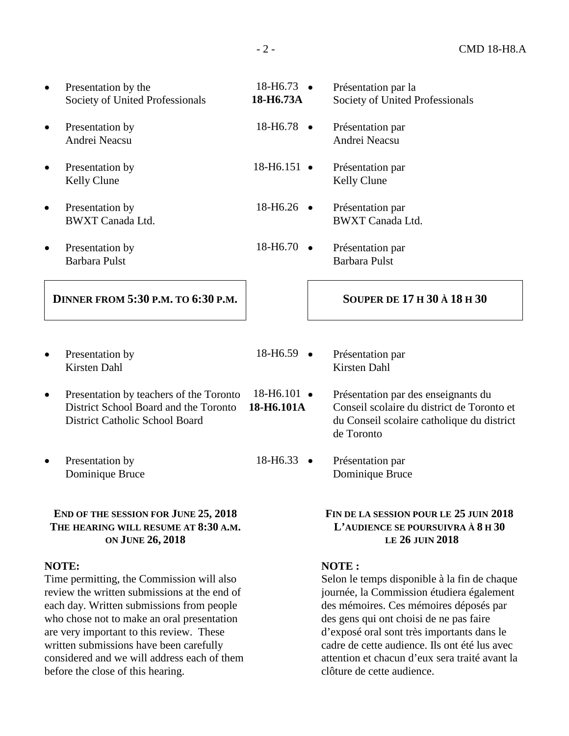| English | CMD | Français |
| --- | --- | --- |
| • Presentation by the Society of United Professionals | 18-H6.73 **18-H6.73A** | • Présentation par la Society of United Professionals |
| • Presentation by Andrei Neacsu | 18-H6.78 | • Présentation par Andrei Neacsu |
| • Presentation by Kelly Clune | 18-H6.151 | • Présentation par Kelly Clune |
| • Presentation by BWXT Canada Ltd. | 18-H6.26 | • Présentation par BWXT Canada Ltd. |
| • Presentation by Barbara Pulst | 18-H6.70 | • Présentation par Barbara Pulst |

**DINNER FROM 5:30 P.M. TO 6:30 P.M.**

**SOUPER DE 17 H 30 À 18 H 30**

| English | CMD | Français |
| --- | --- | --- |
| • Presentation by Kirsten Dahl | 18-H6.59 | • Présentation par Kirsten Dahl |
| • Presentation by teachers of the Toronto District School Board and the Toronto District Catholic School Board | 18-H6.101 **18-H6.101A** | • Présentation par des enseignants du Conseil scolaire du district de Toronto et du Conseil scolaire catholique du district de Toronto |
| • Presentation by Dominique Bruce | 18-H6.33 | • Présentation par Dominique Bruce |

**END OF THE SESSION FOR JUNE 25, 2018**
**THE HEARING WILL RESUME AT 8:30 A.M. ON JUNE 26, 2018**

**FIN DE LA SESSION POUR LE 25 JUIN 2018**
**L'AUDIENCE SE POURSUIVRA À 8 H 30 LE 26 JUIN 2018**

**NOTE:**
Time permitting, the Commission will also review the written submissions at the end of each day. Written submissions from people who chose not to make an oral presentation are very important to this review. These written submissions have been carefully considered and we will address each of them before the close of this hearing.

**NOTE :**
Selon le temps disponible à la fin de chaque journée, la Commission étudiera également des mémoires. Ces mémoires déposés par des gens qui ont choisi de ne pas faire d'exposé oral sont très importants dans le cadre de cette audience. Ils ont été lus avec attention et chacun d'eux sera traité avant la clôture de cette audience.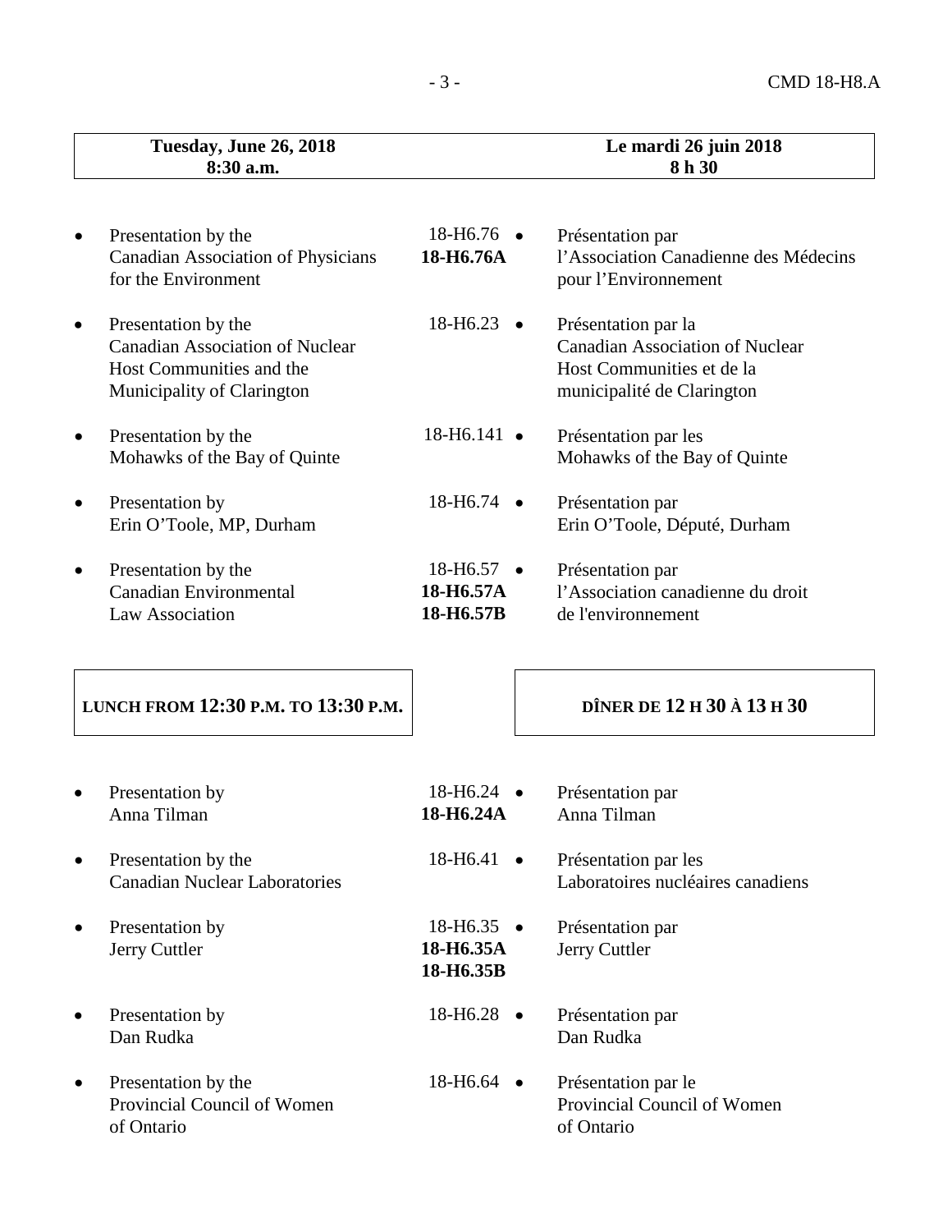| Tuesday, June 26, 2018 8:30 a.m. | | Le mardi 26 juin 2018 8 h 30 |
|---|---|---|
| Presentation by the Canadian Association of Physicians for the Environment | 18-H6.76 **18-H6.76A** | Présentation par l'Association Canadienne des Médecins pour l'Environnement |
| Presentation by the Canadian Association of Nuclear Host Communities and the Municipality of Clarington | 18-H6.23 | Présentation par la Canadian Association of Nuclear Host Communities et de la municipalité de Clarington |
| Presentation by the Mohawks of the Bay of Quinte | 18-H6.141 | Présentation par les Mohawks of the Bay of Quinte |
| Presentation by Erin O'Toole, MP, Durham | 18-H6.74 | Présentation par Erin O'Toole, Député, Durham |
| Presentation by the Canadian Environmental Law Association | 18-H6.57 **18-H6.57A** **18-H6.57B** | Présentation par l'Association canadienne du droit de l'environnement |
| **LUNCH FROM 12:30 P.M. TO 13:30 P.M.** | | **DÎNER DE 12 H 30 À 13 H 30** |
| Presentation by Anna Tilman | 18-H6.24 **18-H6.24A** | Présentation par Anna Tilman |
| Presentation by the Canadian Nuclear Laboratories | 18-H6.41 | Présentation par les Laboratoires nucléaires canadiens |
| Presentation by Jerry Cuttler | 18-H6.35 **18-H6.35A** **18-H6.35B** | Présentation par Jerry Cuttler |
| Presentation by Dan Rudka | 18-H6.28 | Présentation par Dan Rudka |
| Presentation by the Provincial Council of Women of Ontario | 18-H6.64 | Présentation par le Provincial Council of Women of Ontario |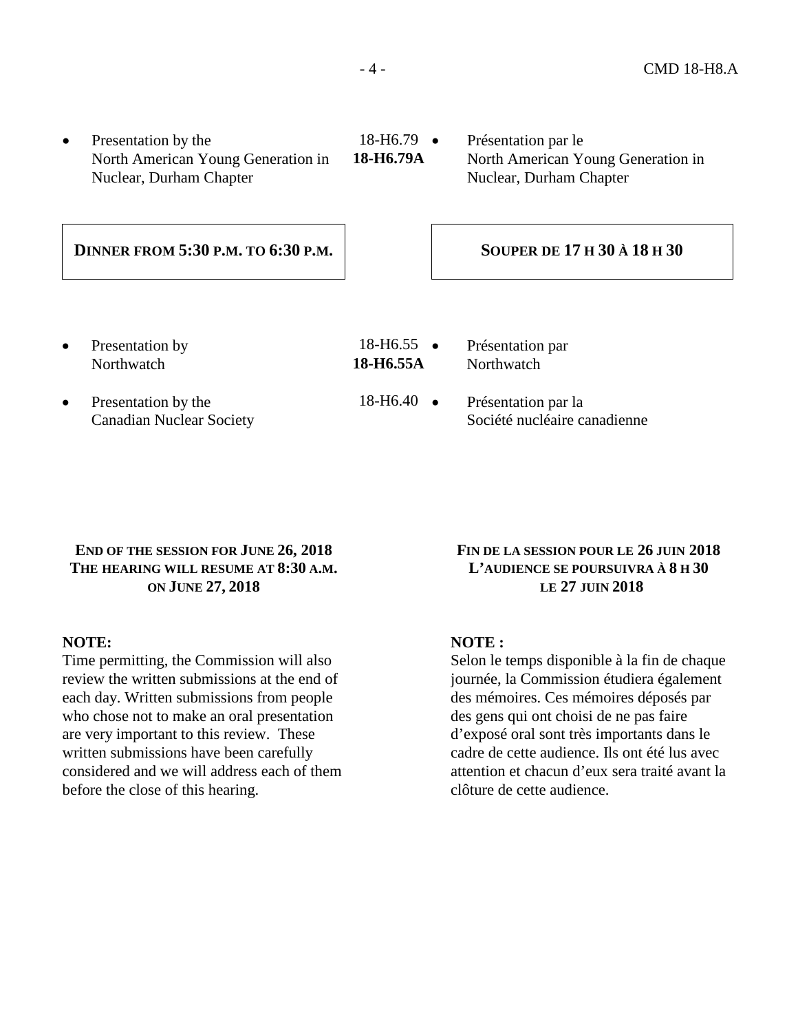| | | |
|---|---|---|
| • Presentation by the North American Young Generation in Nuclear, Durham Chapter | 18-H6.79 **18-H6.79A** | • Présentation par le North American Young Generation in Nuclear, Durham Chapter |
| **DINNER FROM 5:30 P.M. TO 6:30 P.M.** | | **SOUPER DE 17 H 30 À 18 H 30** |
| • Presentation by Northwatch | 18-H6.55 **18-H6.55A** | • Présentation par Northwatch |
| • Presentation by the Canadian Nuclear Society | 18-H6.40 | • Présentation par la Société nucléaire canadienne |

**END OF THE SESSION FOR JUNE 26, 2018**
**THE HEARING WILL RESUME AT 8:30 A.M. ON JUNE 27, 2018**

**FIN DE LA SESSION POUR LE 26 JUIN 2018**
**L'AUDIENCE SE POURSUIVRA À 8 H 30 LE 27 JUIN 2018**

**NOTE:**
Time permitting, the Commission will also review the written submissions at the end of each day. Written submissions from people who chose not to make an oral presentation are very important to this review. These written submissions have been carefully considered and we will address each of them before the close of this hearing.

**NOTE :**
Selon le temps disponible à la fin de chaque journée, la Commission étudiera également des mémoires. Ces mémoires déposés par des gens qui ont choisi de ne pas faire d'exposé oral sont très importants dans le cadre de cette audience. Ils ont été lus avec attention et chacun d'eux sera traité avant la clôture de cette audience.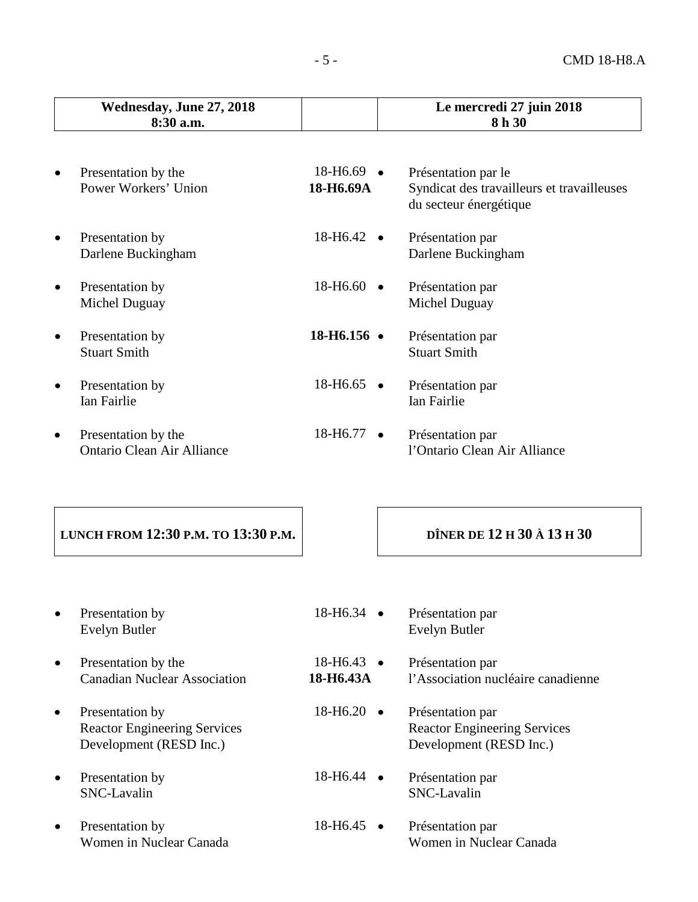| Wednesday, June 27, 2018<br>8:30 a.m. | | Le mercredi 27 juin 2018<br>8 h 30 |
|---|---|---|
| • Presentation by the Power Workers' Union | 18-H6.69<br>**18-H6.69A** | • Présentation par le Syndicat des travailleurs et travailleuses du secteur énergétique |
| • Presentation by Darlene Buckingham | 18-H6.42 | • Présentation par Darlene Buckingham |
| • Presentation by Michel Duguay | 18-H6.60 | • Présentation par Michel Duguay |
| • Presentation by Stuart Smith | **18-H6.156** | • Présentation par Stuart Smith |
| • Presentation by Ian Fairlie | 18-H6.65 | • Présentation par Ian Fairlie |
| • Presentation by the Ontario Clean Air Alliance | 18-H6.77 | • Présentation par l'Ontario Clean Air Alliance |
| **LUNCH FROM 12:30 P.M. TO 13:30 P.M.** | | **DÎNER DE 12 H 30 À 13 H 30** |
| • Presentation by Evelyn Butler | 18-H6.34 | • Présentation par Evelyn Butler |
| • Presentation by the Canadian Nuclear Association | 18-H6.43<br>**18-H6.43A** | • Présentation par l'Association nucléaire canadienne |
| • Presentation by Reactor Engineering Services Development (RESD Inc.) | 18-H6.20 | • Présentation par Reactor Engineering Services Development (RESD Inc.) |
| • Presentation by SNC-Lavalin | 18-H6.44 | • Présentation par SNC-Lavalin |
| • Presentation by Women in Nuclear Canada | 18-H6.45 | • Présentation par Women in Nuclear Canada |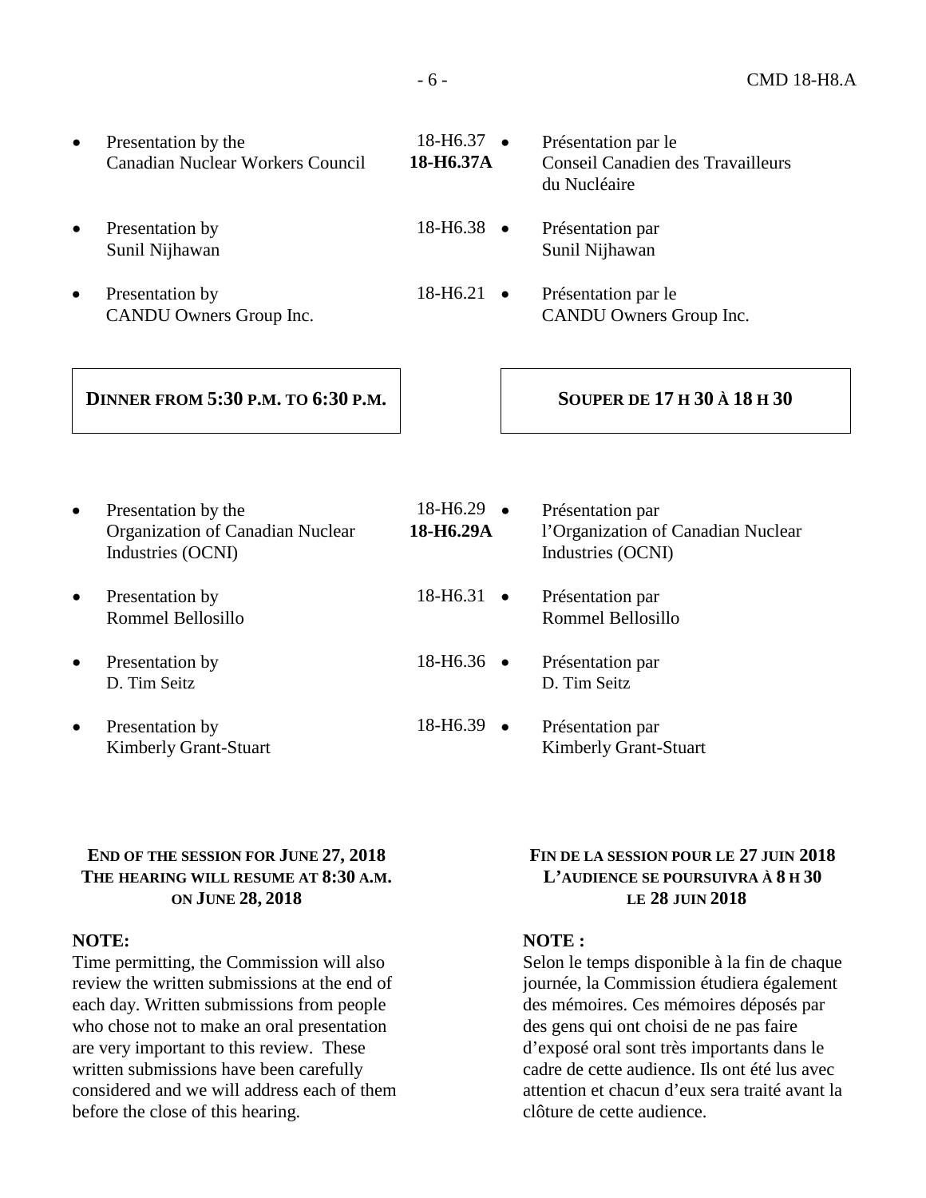| Presentation | CMD | Présentation |
|---|---|---|
| • Presentation by the Canadian Nuclear Workers Council | 18-H6.37 **18-H6.37A** | • Présentation par le Conseil Canadien des Travailleurs du Nucléaire |
| • Presentation by Sunil Nijhawan | 18-H6.38 | • Présentation par Sunil Nijhawan |
| • Presentation by CANDU Owners Group Inc. | 18-H6.21 | • Présentation par le CANDU Owners Group Inc. |

**DINNER FROM 5:30 P.M. TO 6:30 P.M.**

**SOUPER DE 17 H 30 À 18 H 30**

| Presentation | CMD | Présentation |
|---|---|---|
| • Presentation by the Organization of Canadian Nuclear Industries (OCNI) | 18-H6.29 **18-H6.29A** | • Présentation par l'Organization of Canadian Nuclear Industries (OCNI) |
| • Presentation by Rommel Bellosillo | 18-H6.31 | • Présentation par Rommel Bellosillo |
| • Presentation by D. Tim Seitz | 18-H6.36 | • Présentation par D. Tim Seitz |
| • Presentation by Kimberly Grant-Stuart | 18-H6.39 | • Présentation par Kimberly Grant-Stuart |

**END OF THE SESSION FOR JUNE 27, 2018**
**THE HEARING WILL RESUME AT 8:30 A.M. ON JUNE 28, 2018**

**NOTE:**
Time permitting, the Commission will also review the written submissions at the end of each day. Written submissions from people who chose not to make an oral presentation are very important to this review. These written submissions have been carefully considered and we will address each of them before the close of this hearing.

**FIN DE LA SESSION POUR LE 27 JUIN 2018**
**L'AUDIENCE SE POURSUIVRA À 8 H 30 LE 28 JUIN 2018**

**NOTE :**
Selon le temps disponible à la fin de chaque journée, la Commission étudiera également des mémoires. Ces mémoires déposés par des gens qui ont choisi de ne pas faire d'exposé oral sont très importants dans le cadre de cette audience. Ils ont été lus avec attention et chacun d'eux sera traité avant la clôture de cette audience.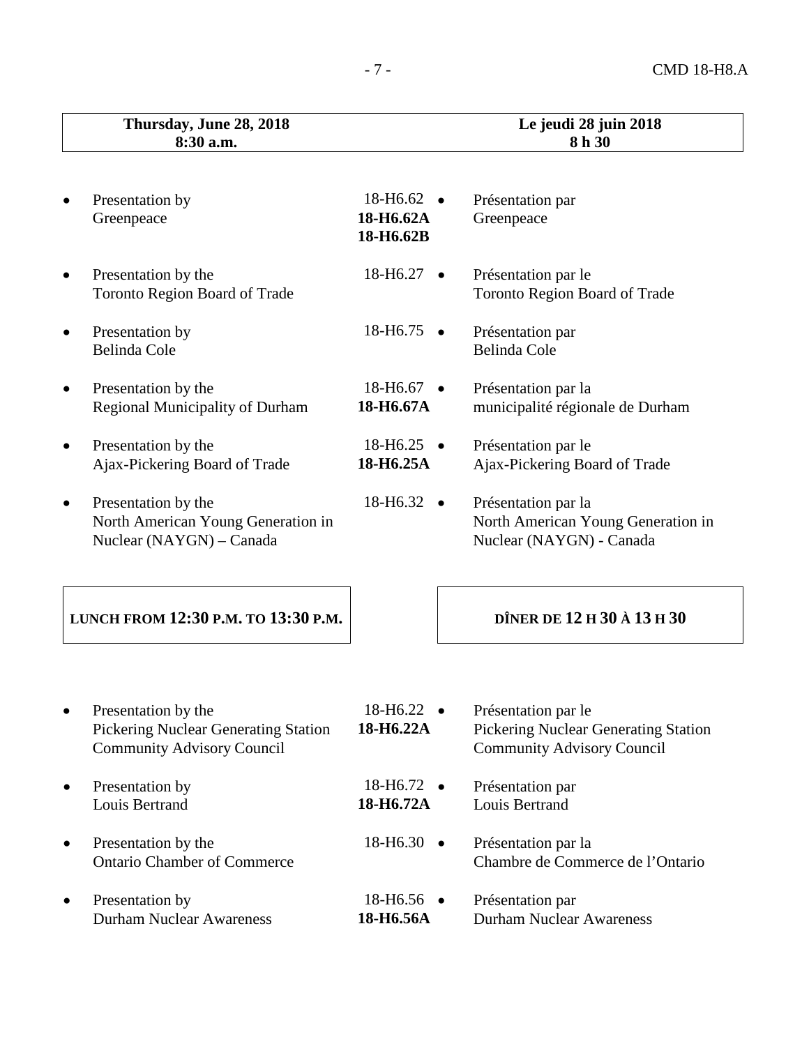| Thursday, June 28, 2018<br>8:30 a.m. | | Le jeudi 28 juin 2018<br>8 h 30 |
|---|---|---|
| • Presentation by<br>Greenpeace | 18-H6.62<br>**18-H6.62A**<br>**18-H6.62B** | • Présentation par<br>Greenpeace |
| • Presentation by the<br>Toronto Region Board of Trade | 18-H6.27 | • Présentation par le<br>Toronto Region Board of Trade |
| • Presentation by<br>Belinda Cole | 18-H6.75 | • Présentation par<br>Belinda Cole |
| • Presentation by the<br>Regional Municipality of Durham | 18-H6.67<br>**18-H6.67A** | • Présentation par la<br>municipalité régionale de Durham |
| • Presentation by the<br>Ajax-Pickering Board of Trade | 18-H6.25<br>**18-H6.25A** | • Présentation par le<br>Ajax-Pickering Board of Trade |
| • Presentation by the<br>North American Young Generation in Nuclear (NAYGN) – Canada | 18-H6.32 | • Présentation par la<br>North American Young Generation in Nuclear (NAYGN) - Canada |
| **LUNCH FROM 12:30 P.M. TO 13:30 P.M.** | | **DÎNER DE 12 H 30 À 13 H 30** |
| • Presentation by the<br>Pickering Nuclear Generating Station Community Advisory Council | 18-H6.22<br>**18-H6.22A** | • Présentation par le<br>Pickering Nuclear Generating Station Community Advisory Council |
| • Presentation by<br>Louis Bertrand | 18-H6.72<br>**18-H6.72A** | • Présentation par<br>Louis Bertrand |
| • Presentation by the<br>Ontario Chamber of Commerce | 18-H6.30 | • Présentation par la<br>Chambre de Commerce de l'Ontario |
| • Presentation by<br>Durham Nuclear Awareness | 18-H6.56<br>**18-H6.56A** | • Présentation par<br>Durham Nuclear Awareness |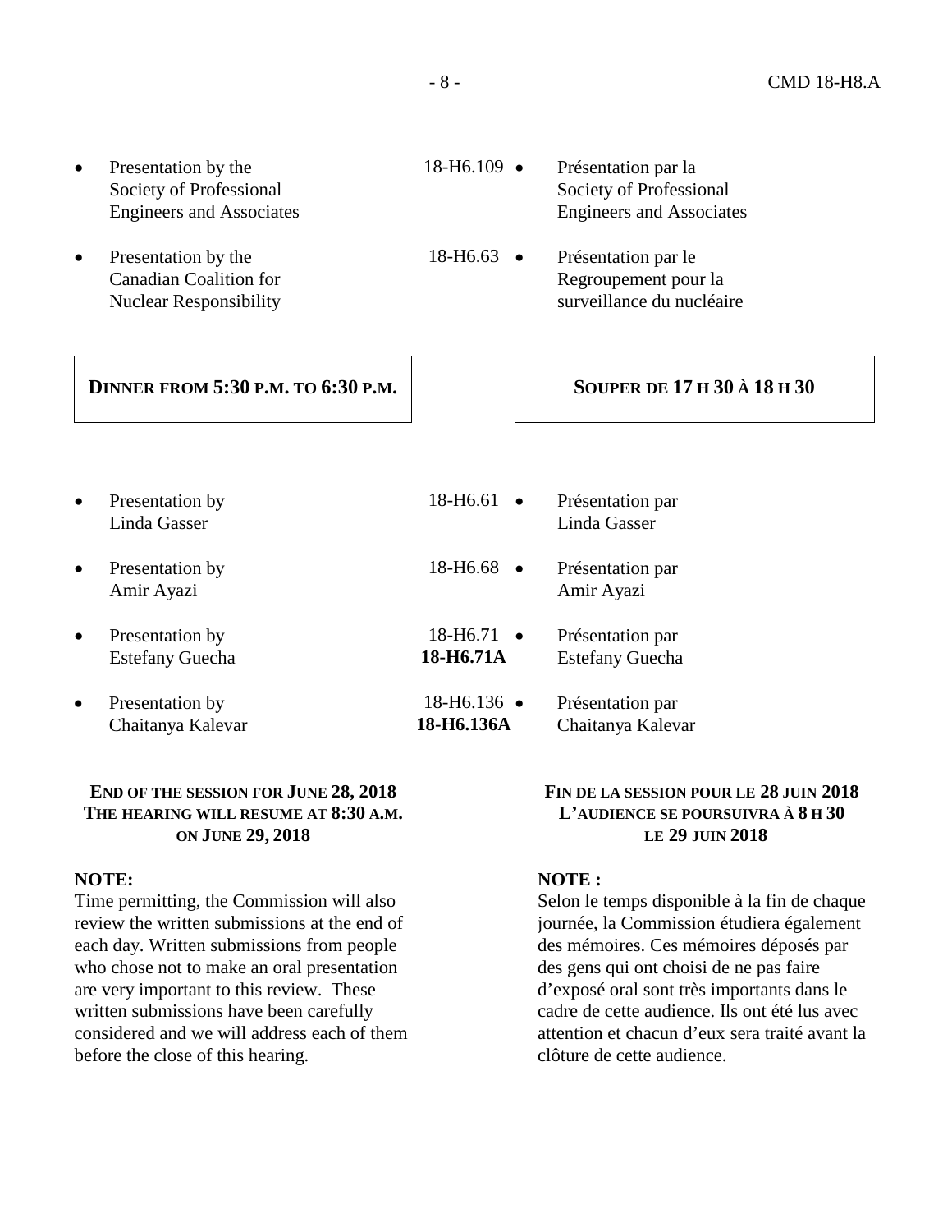| English | Reference | Français |
| --- | --- | --- |
| • Presentation by the Society of Professional Engineers and Associates | 18-H6.109 | • Présentation par la Society of Professional Engineers and Associates |
| • Presentation by the Canadian Coalition for Nuclear Responsibility | 18-H6.63 | • Présentation par le Regroupement pour la surveillance du nucléaire |

**DINNER FROM 5:30 P.M. TO 6:30 P.M.**

**SOUPER DE 17 H 30 À 18 H 30**

| English | Reference | Français |
| --- | --- | --- |
| • Presentation by Linda Gasser | 18-H6.61 | • Présentation par Linda Gasser |
| • Presentation by Amir Ayazi | 18-H6.68 | • Présentation par Amir Ayazi |
| • Presentation by Estefany Guecha | 18-H6.71<br>**18-H6.71A** | • Présentation par Estefany Guecha |
| • Presentation by Chaitanya Kalevar | 18-H6.136<br>**18-H6.136A** | • Présentation par Chaitanya Kalevar |

**END OF THE SESSION FOR JUNE 28, 2018**
**THE HEARING WILL RESUME AT 8:30 A.M. ON JUNE 29, 2018**

**NOTE:**
Time permitting, the Commission will also review the written submissions at the end of each day. Written submissions from people who chose not to make an oral presentation are very important to this review. These written submissions have been carefully considered and we will address each of them before the close of this hearing.

**FIN DE LA SESSION POUR LE 28 JUIN 2018**
**L'AUDIENCE SE POURSUIVRA À 8 H 30 LE 29 JUIN 2018**

**NOTE :**
Selon le temps disponible à la fin de chaque journée, la Commission étudiera également des mémoires. Ces mémoires déposés par des gens qui ont choisi de ne pas faire d'exposé oral sont très importants dans le cadre de cette audience. Ils ont été lus avec attention et chacun d'eux sera traité avant la clôture de cette audience.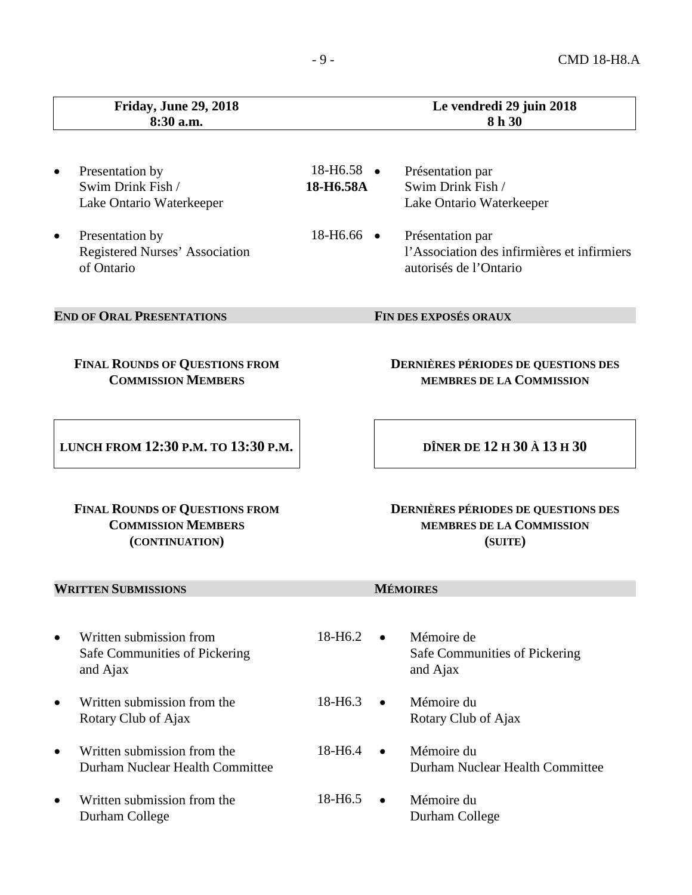| Friday, June 29, 2018 8:30 a.m. | | Le vendredi 29 juin 2018 8 h 30 |
|---|---|---|

- Presentation by Swim Drink Fish / Lake Ontario Waterkeeper — 18-H6.58 / **18-H6.58A** — Présentation par Swim Drink Fish / Lake Ontario Waterkeeper
- Presentation by Registered Nurses' Association of Ontario — 18-H6.66 — Présentation par l'Association des infirmières et infirmiers autorisés de l'Ontario

**END OF ORAL PRESENTATIONS** / **FIN DES EXPOSÉS ORAUX**

**FINAL ROUNDS OF QUESTIONS FROM COMMISSION MEMBERS** / **DERNIÈRES PÉRIODES DE QUESTIONS DES MEMBRES DE LA COMMISSION**

**LUNCH FROM 12:30 P.M. TO 13:30 P.M.** / **DÎNER DE 12 H 30 À 13 H 30**

**FINAL ROUNDS OF QUESTIONS FROM COMMISSION MEMBERS (CONTINUATION)** / **DERNIÈRES PÉRIODES DE QUESTIONS DES MEMBRES DE LA COMMISSION (SUITE)**

**WRITTEN SUBMISSIONS** / **MÉMOIRES**

- Written submission from Safe Communities of Pickering and Ajax — 18-H6.2 — Mémoire de Safe Communities of Pickering and Ajax
- Written submission from the Rotary Club of Ajax — 18-H6.3 — Mémoire du Rotary Club of Ajax
- Written submission from the Durham Nuclear Health Committee — 18-H6.4 — Mémoire du Durham Nuclear Health Committee
- Written submission from the Durham College — 18-H6.5 — Mémoire du Durham College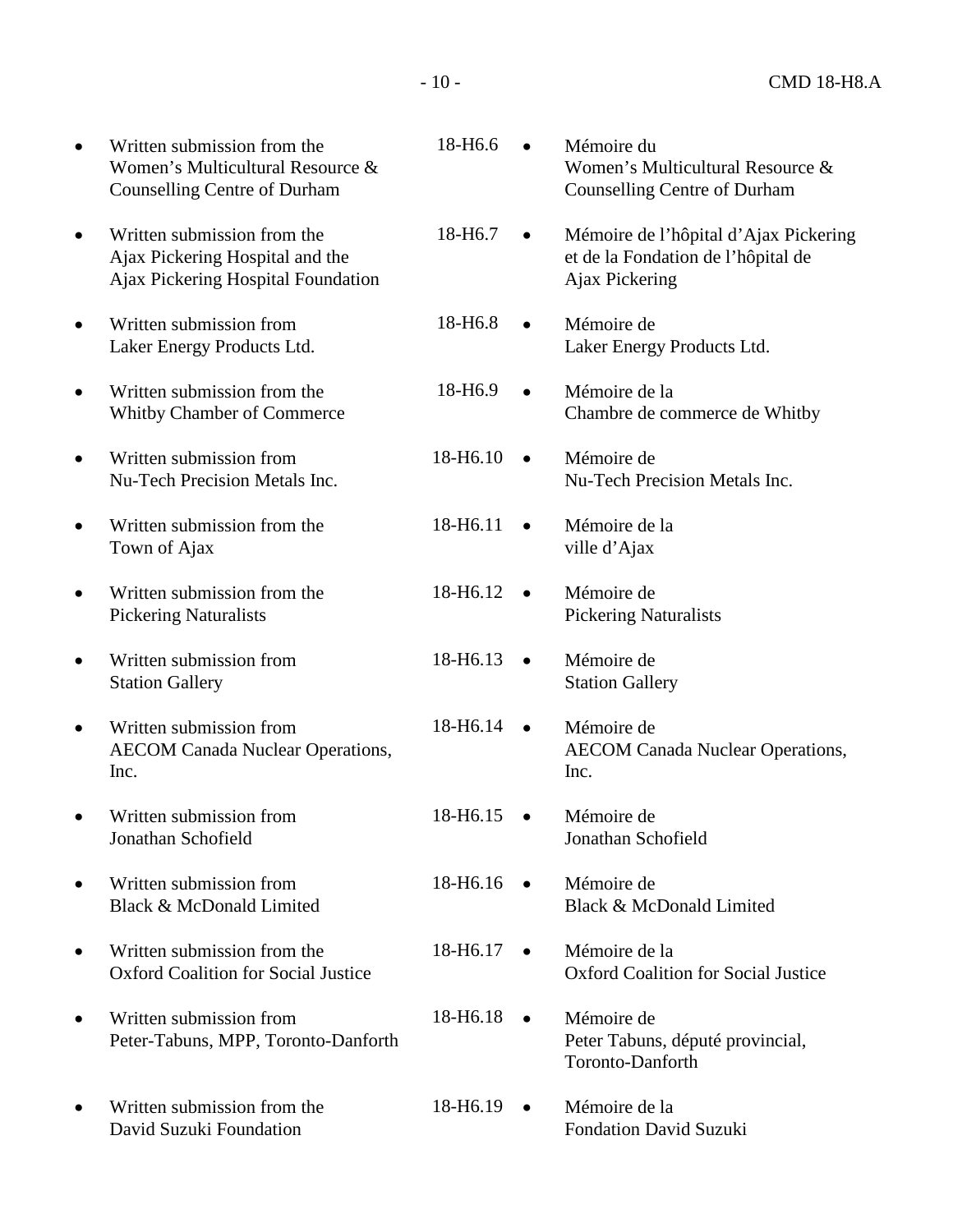| | | |
|---|---|---|
| • Written submission from the Women's Multicultural Resource & Counselling Centre of Durham | 18-H6.6 | • Mémoire du Women's Multicultural Resource & Counselling Centre of Durham |
| • Written submission from the Ajax Pickering Hospital and the Ajax Pickering Hospital Foundation | 18-H6.7 | • Mémoire de l'hôpital d'Ajax Pickering et de la Fondation de l'hôpital de Ajax Pickering |
| • Written submission from Laker Energy Products Ltd. | 18-H6.8 | • Mémoire de Laker Energy Products Ltd. |
| • Written submission from the Whitby Chamber of Commerce | 18-H6.9 | • Mémoire de la Chambre de commerce de Whitby |
| • Written submission from Nu-Tech Precision Metals Inc. | 18-H6.10 | • Mémoire de Nu-Tech Precision Metals Inc. |
| • Written submission from the Town of Ajax | 18-H6.11 | • Mémoire de la ville d'Ajax |
| • Written submission from the Pickering Naturalists | 18-H6.12 | • Mémoire de Pickering Naturalists |
| • Written submission from Station Gallery | 18-H6.13 | • Mémoire de Station Gallery |
| • Written submission from AECOM Canada Nuclear Operations, Inc. | 18-H6.14 | • Mémoire de AECOM Canada Nuclear Operations, Inc. |
| • Written submission from Jonathan Schofield | 18-H6.15 | • Mémoire de Jonathan Schofield |
| • Written submission from Black & McDonald Limited | 18-H6.16 | • Mémoire de Black & McDonald Limited |
| • Written submission from the Oxford Coalition for Social Justice | 18-H6.17 | • Mémoire de la Oxford Coalition for Social Justice |
| • Written submission from Peter-Tabuns, MPP, Toronto-Danforth | 18-H6.18 | • Mémoire de Peter Tabuns, député provincial, Toronto-Danforth |
| • Written submission from the David Suzuki Foundation | 18-H6.19 | • Mémoire de la Fondation David Suzuki |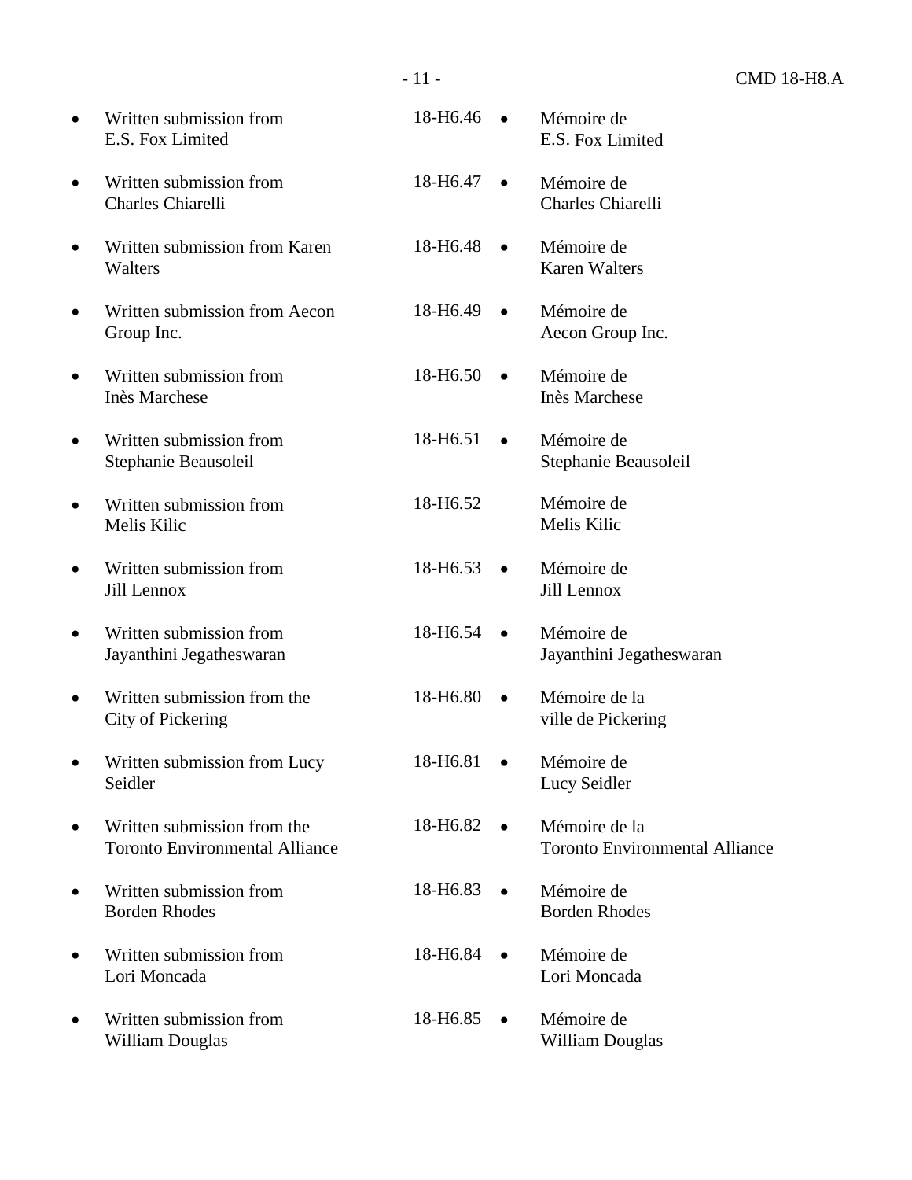| | | |
|---|---|---|
| • Written submission from E.S. Fox Limited | 18-H6.46 | • Mémoire de E.S. Fox Limited |
| • Written submission from Charles Chiarelli | 18-H6.47 | • Mémoire de Charles Chiarelli |
| • Written submission from Karen Walters | 18-H6.48 | • Mémoire de Karen Walters |
| • Written submission from Aecon Group Inc. | 18-H6.49 | • Mémoire de Aecon Group Inc. |
| • Written submission from Inès Marchese | 18-H6.50 | • Mémoire de Inès Marchese |
| • Written submission from Stephanie Beausoleil | 18-H6.51 | • Mémoire de Stephanie Beausoleil |
| • Written submission from Melis Kilic | 18-H6.52 | Mémoire de Melis Kilic |
| • Written submission from Jill Lennox | 18-H6.53 | • Mémoire de Jill Lennox |
| • Written submission from Jayanthini Jegatheswaran | 18-H6.54 | • Mémoire de Jayanthini Jegatheswaran |
| • Written submission from the City of Pickering | 18-H6.80 | • Mémoire de la ville de Pickering |
| • Written submission from Lucy Seidler | 18-H6.81 | • Mémoire de Lucy Seidler |
| • Written submission from the Toronto Environmental Alliance | 18-H6.82 | • Mémoire de la Toronto Environmental Alliance |
| • Written submission from Borden Rhodes | 18-H6.83 | • Mémoire de Borden Rhodes |
| • Written submission from Lori Moncada | 18-H6.84 | • Mémoire de Lori Moncada |
| • Written submission from William Douglas | 18-H6.85 | • Mémoire de William Douglas |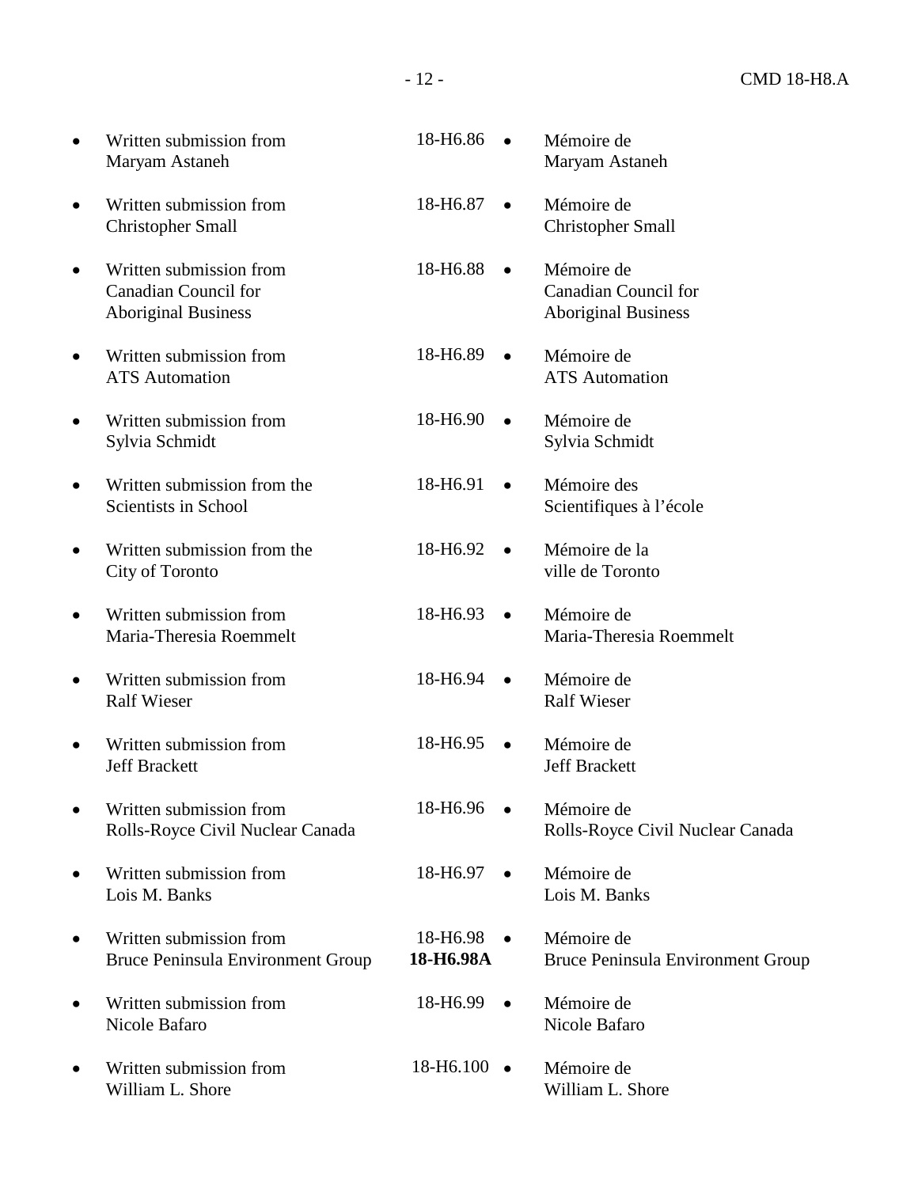| | | |
|---|---|---|
| • Written submission from Maryam Astaneh | 18-H6.86 | • Mémoire de Maryam Astaneh |
| • Written submission from Christopher Small | 18-H6.87 | • Mémoire de Christopher Small |
| • Written submission from Canadian Council for Aboriginal Business | 18-H6.88 | • Mémoire de Canadian Council for Aboriginal Business |
| • Written submission from ATS Automation | 18-H6.89 | • Mémoire de ATS Automation |
| • Written submission from Sylvia Schmidt | 18-H6.90 | • Mémoire de Sylvia Schmidt |
| • Written submission from the Scientists in School | 18-H6.91 | • Mémoire des Scientifiques à l'école |
| • Written submission from the City of Toronto | 18-H6.92 | • Mémoire de la ville de Toronto |
| • Written submission from Maria-Theresia Roemmelt | 18-H6.93 | • Mémoire de Maria-Theresia Roemmelt |
| • Written submission from Ralf Wieser | 18-H6.94 | • Mémoire de Ralf Wieser |
| • Written submission from Jeff Brackett | 18-H6.95 | • Mémoire de Jeff Brackett |
| • Written submission from Rolls-Royce Civil Nuclear Canada | 18-H6.96 | • Mémoire de Rolls-Royce Civil Nuclear Canada |
| • Written submission from Lois M. Banks | 18-H6.97 | • Mémoire de Lois M. Banks |
| • Written submission from Bruce Peninsula Environment Group | 18-H6.98 **18-H6.98A** | • Mémoire de Bruce Peninsula Environment Group |
| • Written submission from Nicole Bafaro | 18-H6.99 | • Mémoire de Nicole Bafaro |
| • Written submission from William L. Shore | 18-H6.100 | • Mémoire de William L. Shore |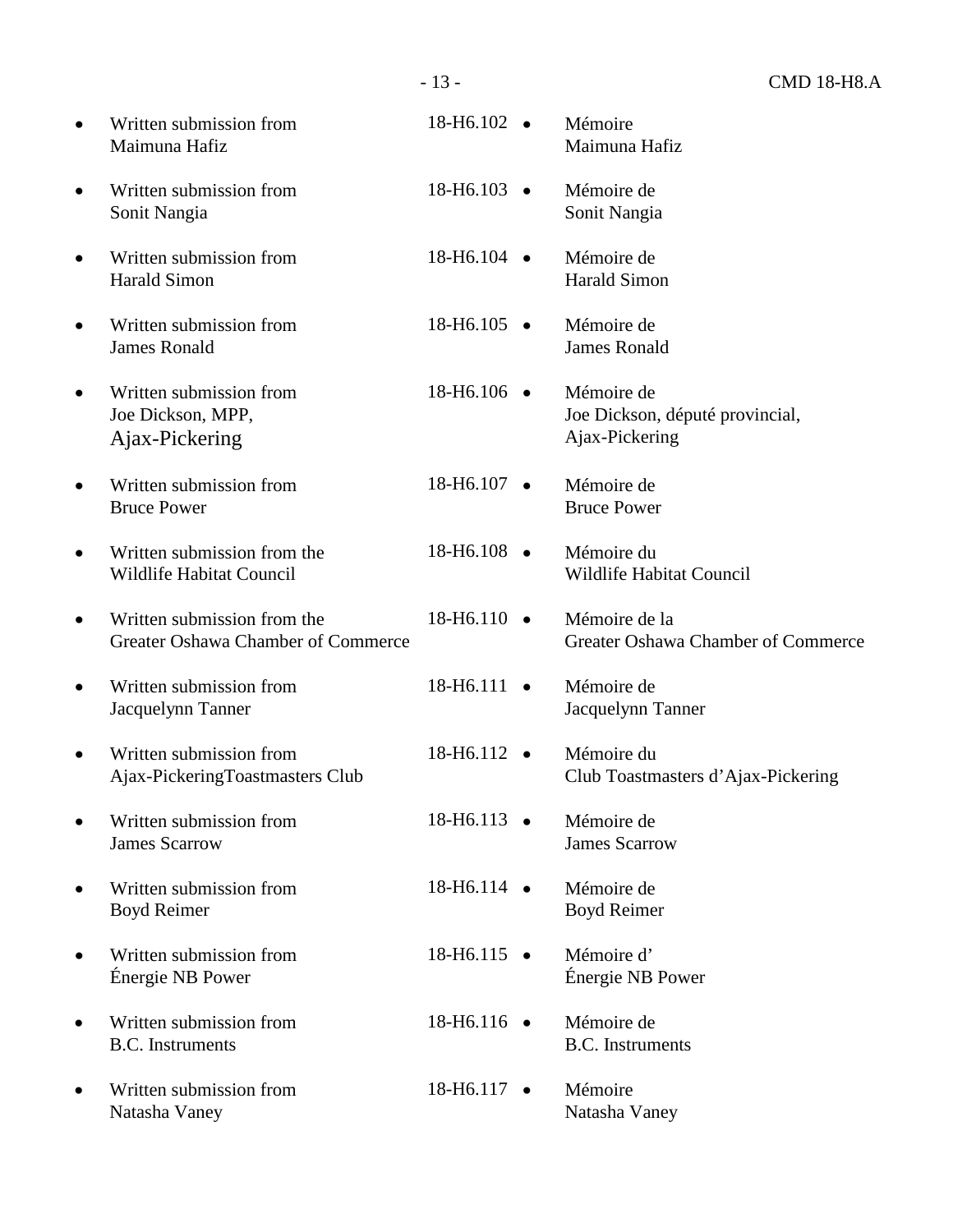| | | |
|---|---|---|
| • Written submission from Maimuna Hafiz | 18-H6.102 | • Mémoire Maimuna Hafiz |
| • Written submission from Sonit Nangia | 18-H6.103 | • Mémoire de Sonit Nangia |
| • Written submission from Harald Simon | 18-H6.104 | • Mémoire de Harald Simon |
| • Written submission from James Ronald | 18-H6.105 | • Mémoire de James Ronald |
| • Written submission from Joe Dickson, MPP, Ajax-Pickering | 18-H6.106 | • Mémoire de Joe Dickson, député provincial, Ajax-Pickering |
| • Written submission from Bruce Power | 18-H6.107 | • Mémoire de Bruce Power |
| • Written submission from the Wildlife Habitat Council | 18-H6.108 | • Mémoire du Wildlife Habitat Council |
| • Written submission from the Greater Oshawa Chamber of Commerce | 18-H6.110 | • Mémoire de la Greater Oshawa Chamber of Commerce |
| • Written submission from Jacquelynn Tanner | 18-H6.111 | • Mémoire de Jacquelynn Tanner |
| • Written submission from Ajax-PickeringToastmasters Club | 18-H6.112 | • Mémoire du Club Toastmasters d'Ajax-Pickering |
| • Written submission from James Scarrow | 18-H6.113 | • Mémoire de James Scarrow |
| • Written submission from Boyd Reimer | 18-H6.114 | • Mémoire de Boyd Reimer |
| • Written submission from Énergie NB Power | 18-H6.115 | • Mémoire d' Énergie NB Power |
| • Written submission from B.C. Instruments | 18-H6.116 | • Mémoire de B.C. Instruments |
| • Written submission from Natasha Vaney | 18-H6.117 | • Mémoire Natasha Vaney |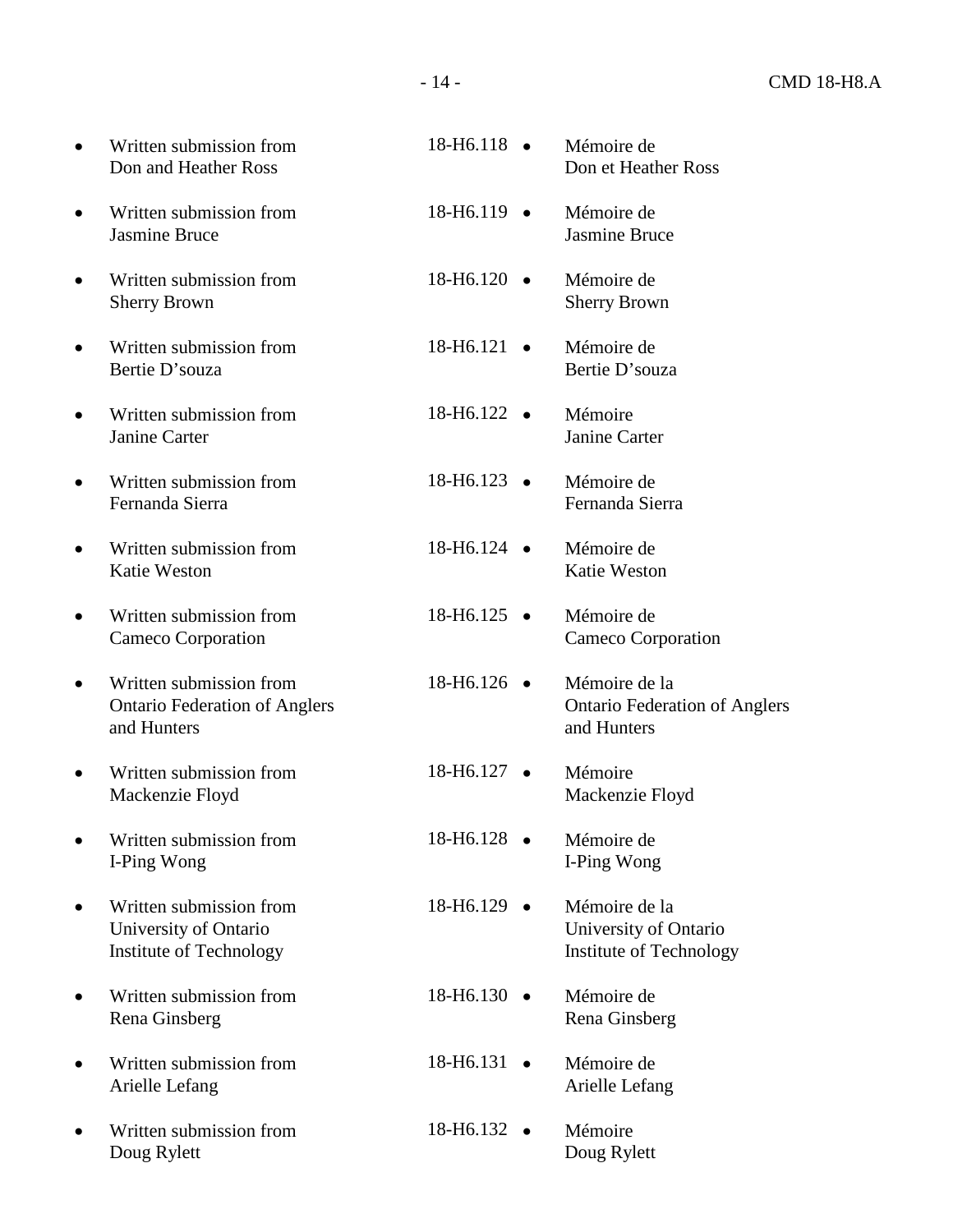| | | |
|---|---|---|
| • Written submission from Don and Heather Ross | 18-H6.118 | • Mémoire de Don et Heather Ross |
| • Written submission from Jasmine Bruce | 18-H6.119 | • Mémoire de Jasmine Bruce |
| • Written submission from Sherry Brown | 18-H6.120 | • Mémoire de Sherry Brown |
| • Written submission from Bertie D'souza | 18-H6.121 | • Mémoire de Bertie D'souza |
| • Written submission from Janine Carter | 18-H6.122 | • Mémoire Janine Carter |
| • Written submission from Fernanda Sierra | 18-H6.123 | • Mémoire de Fernanda Sierra |
| • Written submission from Katie Weston | 18-H6.124 | • Mémoire de Katie Weston |
| • Written submission from Cameco Corporation | 18-H6.125 | • Mémoire de Cameco Corporation |
| • Written submission from Ontario Federation of Anglers and Hunters | 18-H6.126 | • Mémoire de la Ontario Federation of Anglers and Hunters |
| • Written submission from Mackenzie Floyd | 18-H6.127 | • Mémoire Mackenzie Floyd |
| • Written submission from I-Ping Wong | 18-H6.128 | • Mémoire de I-Ping Wong |
| • Written submission from University of Ontario Institute of Technology | 18-H6.129 | • Mémoire de la University of Ontario Institute of Technology |
| • Written submission from Rena Ginsberg | 18-H6.130 | • Mémoire de Rena Ginsberg |
| • Written submission from Arielle Lefang | 18-H6.131 | • Mémoire de Arielle Lefang |
| • Written submission from Doug Rylett | 18-H6.132 | • Mémoire Doug Rylett |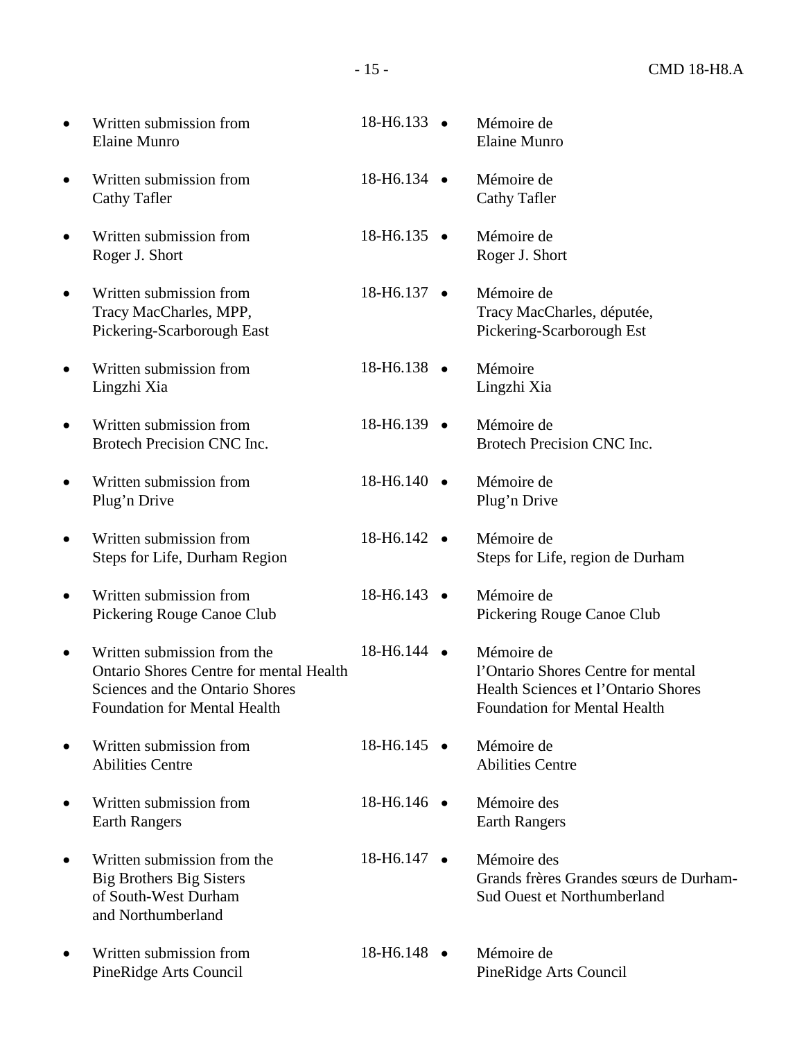- Written submission from Elaine Munro | 18-H6.133 | Mémoire de Elaine Munro

- Written submission from Cathy Tafler | 18-H6.134 | Mémoire de Cathy Tafler

- Written submission from Roger J. Short | 18-H6.135 | Mémoire de Roger J. Short

- Written submission from Tracy MacCharles, MPP, Pickering-Scarborough East | 18-H6.137 | Mémoire de Tracy MacCharles, députée, Pickering-Scarborough Est

- Written submission from Lingzhi Xia | 18-H6.138 | Mémoire Lingzhi Xia

- Written submission from Brotech Precision CNC Inc. | 18-H6.139 | Mémoire de Brotech Precision CNC Inc.

- Written submission from Plug'n Drive | 18-H6.140 | Mémoire de Plug'n Drive

- Written submission from Steps for Life, Durham Region | 18-H6.142 | Mémoire de Steps for Life, region de Durham

- Written submission from Pickering Rouge Canoe Club | 18-H6.143 | Mémoire de Pickering Rouge Canoe Club

- Written submission from the Ontario Shores Centre for mental Health Sciences and the Ontario Shores Foundation for Mental Health | 18-H6.144 | Mémoire de l'Ontario Shores Centre for mental Health Sciences et l'Ontario Shores Foundation for Mental Health

- Written submission from Abilities Centre | 18-H6.145 | Mémoire de Abilities Centre

- Written submission from Earth Rangers | 18-H6.146 | Mémoire des Earth Rangers

- Written submission from the Big Brothers Big Sisters of South-West Durham and Northumberland | 18-H6.147 | Mémoire des Grands frères Grandes sœurs de Durham-Sud Ouest et Northumberland

- Written submission from PineRidge Arts Council | 18-H6.148 | Mémoire de PineRidge Arts Council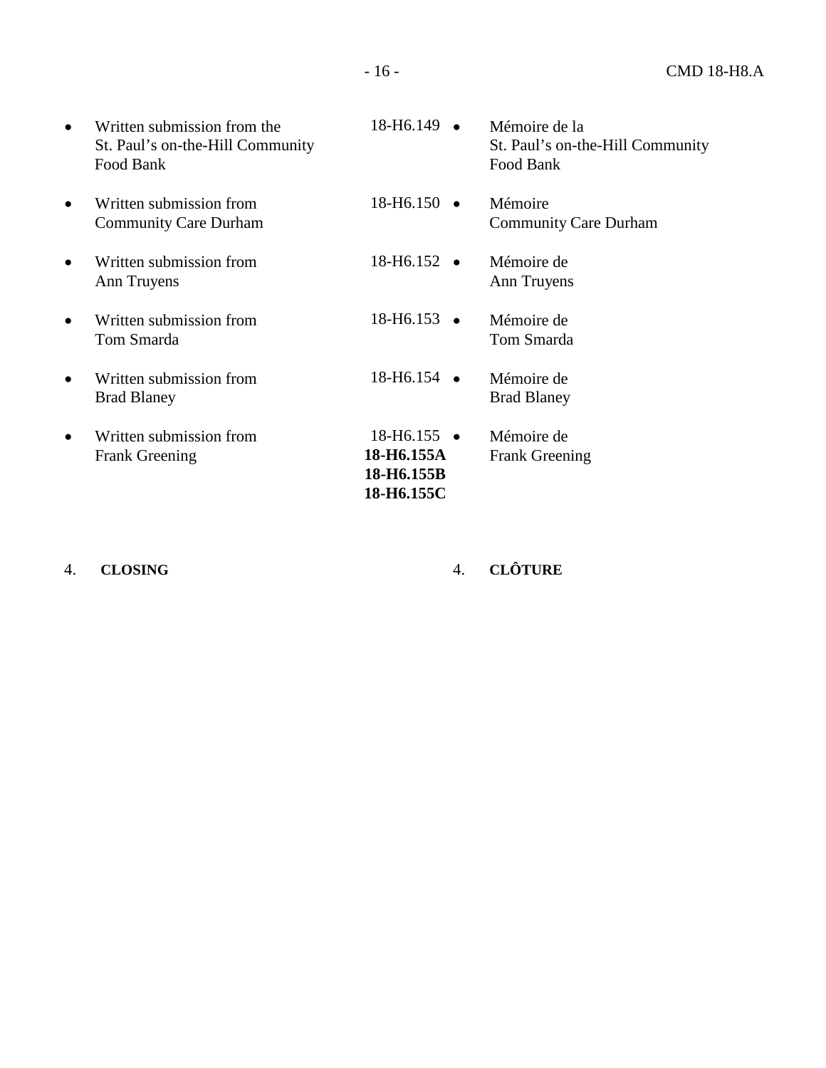| | | |
|---|---|---|
| • Written submission from the St. Paul's on-the-Hill Community Food Bank | 18-H6.149 | • Mémoire de la St. Paul's on-the-Hill Community Food Bank |
| • Written submission from Community Care Durham | 18-H6.150 | • Mémoire Community Care Durham |
| • Written submission from Ann Truyens | 18-H6.152 | • Mémoire de Ann Truyens |
| • Written submission from Tom Smarda | 18-H6.153 | • Mémoire de Tom Smarda |
| • Written submission from Brad Blaney | 18-H6.154 | • Mémoire de Brad Blaney |
| • Written submission from Frank Greening | 18-H6.155 **18-H6.155A** **18-H6.155B** **18-H6.155C** | • Mémoire de Frank Greening |

4. **CLOSING**

4. **CLÔTURE**